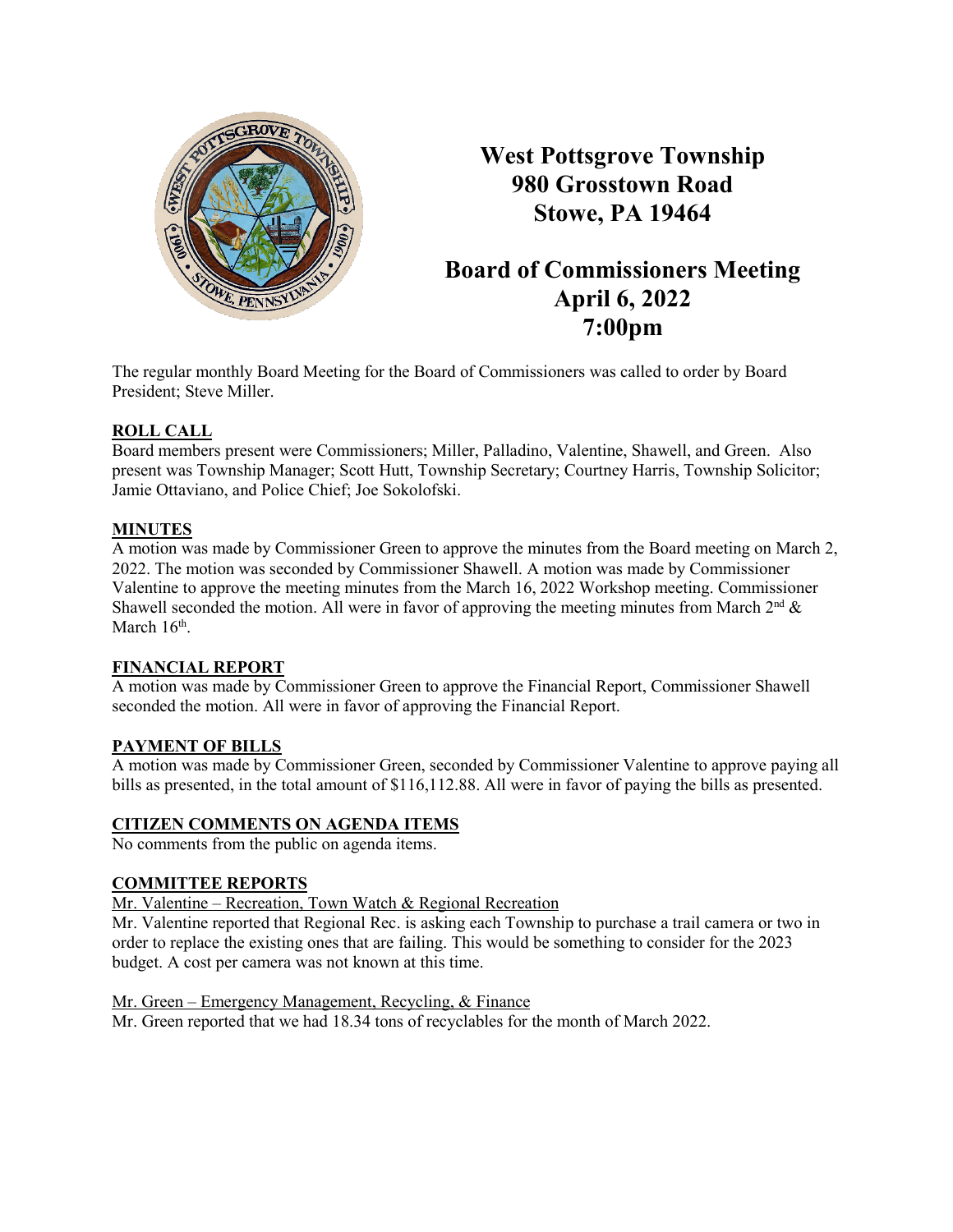# West Pottsgrove Township
# 980 Grosstown Road
# Stowe, PA 19464

## Board of Commissioners Meeting
## April 6, 2022
## 7:00pm

The regular monthly Board Meeting for the Board of Commissioners was called to order by Board President; Steve Miller.

**ROLL CALL**

Board members present were Commissioners; Miller, Palladino, Valentine, Shawell, and Green. Also present was Township Manager; Scott Hutt, Township Secretary; Courtney Harris, Township Solicitor; Jamie Ottaviano, and Police Chief; Joe Sokolofski.

**MINUTES**

A motion was made by Commissioner Green to approve the minutes from the Board meeting on March 2, 2022. The motion was seconded by Commissioner Shawell. A motion was made by Commissioner Valentine to approve the meeting minutes from the March 16, 2022 Workshop meeting. Commissioner Shawell seconded the motion. All were in favor of approving the meeting minutes from March 2nd & March 16th.

**FINANCIAL REPORT**

A motion was made by Commissioner Green to approve the Financial Report, Commissioner Shawell seconded the motion. All were in favor of approving the Financial Report.

**PAYMENT OF BILLS**

A motion was made by Commissioner Green, seconded by Commissioner Valentine to approve paying all bills as presented, in the total amount of $116,112.88. All were in favor of paying the bills as presented.

**CITIZEN COMMENTS ON AGENDA ITEMS**

No comments from the public on agenda items.

**COMMITTEE REPORTS**

Mr. Valentine – Recreation, Town Watch & Regional Recreation

Mr. Valentine reported that Regional Rec. is asking each Township to purchase a trail camera or two in order to replace the existing ones that are failing. This would be something to consider for the 2023 budget. A cost per camera was not known at this time.

Mr. Green – Emergency Management, Recycling, & Finance

Mr. Green reported that we had 18.34 tons of recyclables for the month of March 2022.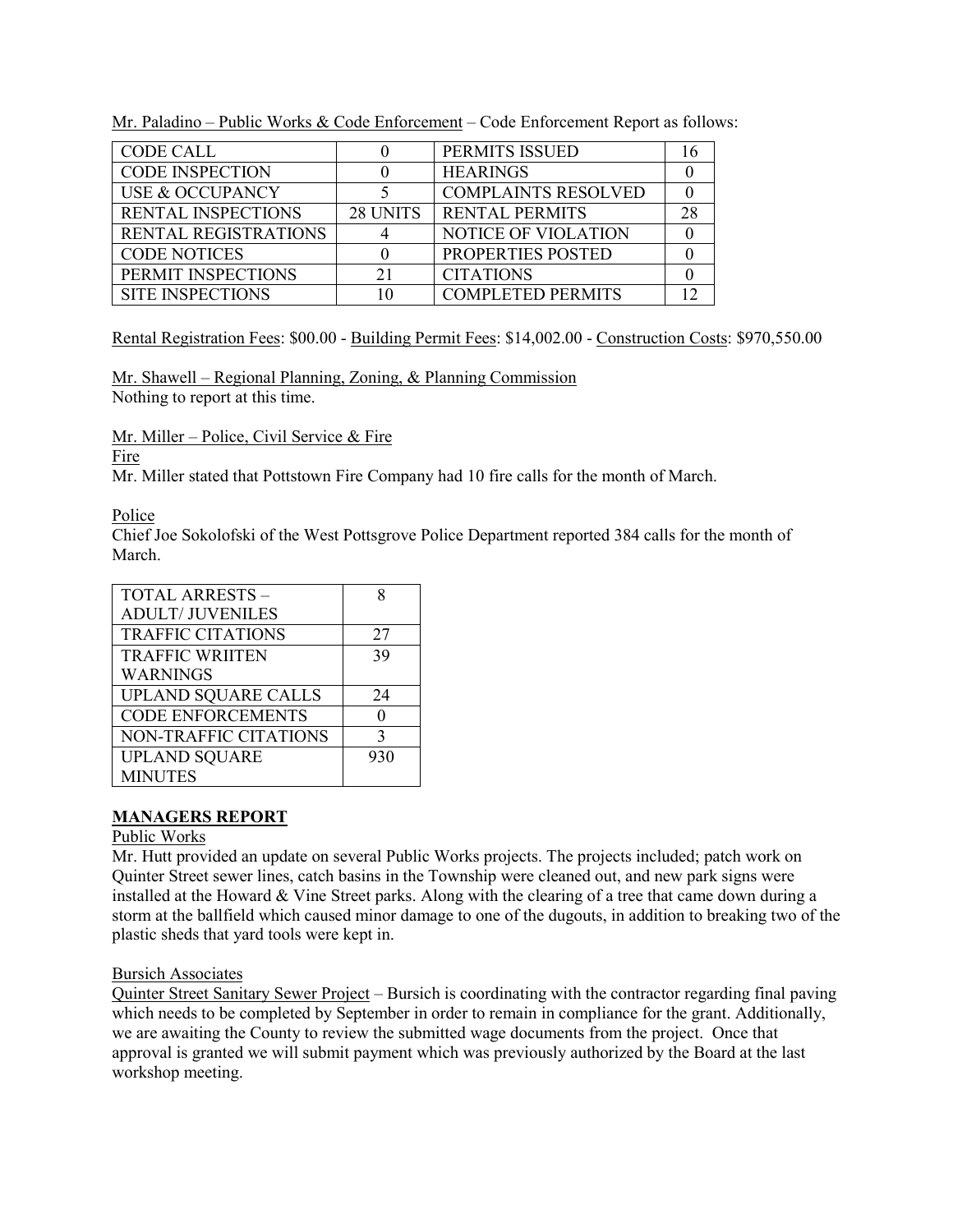<u>Mr. Paladino – Public Works & Code Enforcement</u> – Code Enforcement Report as follows:

| CODE CALL | 0 | PERMITS ISSUED | 16 |
|---|---|---|---|
| CODE INSPECTION | 0 | HEARINGS | 0 |
| USE & OCCUPANCY | 5 | COMPLAINTS RESOLVED | 0 |
| RENTAL INSPECTIONS | 28 UNITS | RENTAL PERMITS | 28 |
| RENTAL REGISTRATIONS | 4 | NOTICE OF VIOLATION | 0 |
| CODE NOTICES | 0 | PROPERTIES POSTED | 0 |
| PERMIT INSPECTIONS | 21 | CITATIONS | 0 |
| SITE INSPECTIONS | 10 | COMPLETED PERMITS | 12 |

<u>Rental Registration Fees</u>: $00.00 - <u>Building Permit Fees</u>: $14,002.00 - <u>Construction Costs</u>: $970,550.00

<u>Mr. Shawell – Regional Planning, Zoning, & Planning Commission</u>
Nothing to report at this time.

<u>Mr. Miller – Police, Civil Service & Fire</u>
<u>Fire</u>
Mr. Miller stated that Pottstown Fire Company had 10 fire calls for the month of March.

<u>Police</u>
Chief Joe Sokolofski of the West Pottsgrove Police Department reported 384 calls for the month of March.

| TOTAL ARRESTS – ADULT/ JUVENILES | 8 |
|---|---|
| TRAFFIC CITATIONS | 27 |
| TRAFFIC WRIITEN WARNINGS | 39 |
| UPLAND SQUARE CALLS | 24 |
| CODE ENFORCEMENTS | 0 |
| NON-TRAFFIC CITATIONS | 3 |
| UPLAND SQUARE MINUTES | 930 |

## MANAGERS REPORT

<u>Public Works</u>
Mr. Hutt provided an update on several Public Works projects. The projects included; patch work on Quinter Street sewer lines, catch basins in the Township were cleaned out, and new park signs were installed at the Howard & Vine Street parks. Along with the clearing of a tree that came down during a storm at the ballfield which caused minor damage to one of the dugouts, in addition to breaking two of the plastic sheds that yard tools were kept in.

<u>Bursich Associates</u>
<u>Quinter Street Sanitary Sewer Project</u> – Bursich is coordinating with the contractor regarding final paving which needs to be completed by September in order to remain in compliance for the grant. Additionally, we are awaiting the County to review the submitted wage documents from the project. Once that approval is granted we will submit payment which was previously authorized by the Board at the last workshop meeting.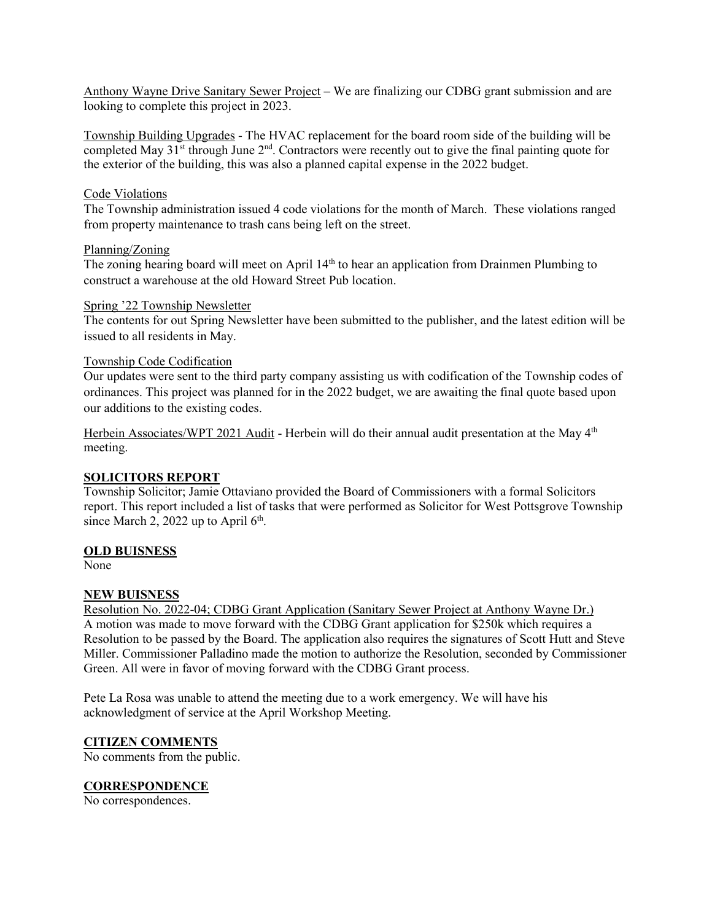Anthony Wayne Drive Sanitary Sewer Project – We are finalizing our CDBG grant submission and are looking to complete this project in 2023.

Township Building Upgrades - The HVAC replacement for the board room side of the building will be completed May 31st through June 2nd. Contractors were recently out to give the final painting quote for the exterior of the building, this was also a planned capital expense in the 2022 budget.

Code Violations

The Township administration issued 4 code violations for the month of March. These violations ranged from property maintenance to trash cans being left on the street.

Planning/Zoning

The zoning hearing board will meet on April 14th to hear an application from Drainmen Plumbing to construct a warehouse at the old Howard Street Pub location.

Spring '22 Township Newsletter

The contents for out Spring Newsletter have been submitted to the publisher, and the latest edition will be issued to all residents in May.

Township Code Codification

Our updates were sent to the third party company assisting us with codification of the Township codes of ordinances. This project was planned for in the 2022 budget, we are awaiting the final quote based upon our additions to the existing codes.

Herbein Associates/WPT 2021 Audit - Herbein will do their annual audit presentation at the May 4th meeting.

**SOLICITORS REPORT**

Township Solicitor; Jamie Ottaviano provided the Board of Commissioners with a formal Solicitors report. This report included a list of tasks that were performed as Solicitor for West Pottsgrove Township since March 2, 2022 up to April 6th.

**OLD BUISNESS**

None

**NEW BUISNESS**

Resolution No. 2022-04; CDBG Grant Application (Sanitary Sewer Project at Anthony Wayne Dr.)

A motion was made to move forward with the CDBG Grant application for $250k which requires a Resolution to be passed by the Board. The application also requires the signatures of Scott Hutt and Steve Miller. Commissioner Palladino made the motion to authorize the Resolution, seconded by Commissioner Green. All were in favor of moving forward with the CDBG Grant process.

Pete La Rosa was unable to attend the meeting due to a work emergency. We will have his acknowledgment of service at the April Workshop Meeting.

**CITIZEN COMMENTS**

No comments from the public.

**CORRESPONDENCE**

No correspondences.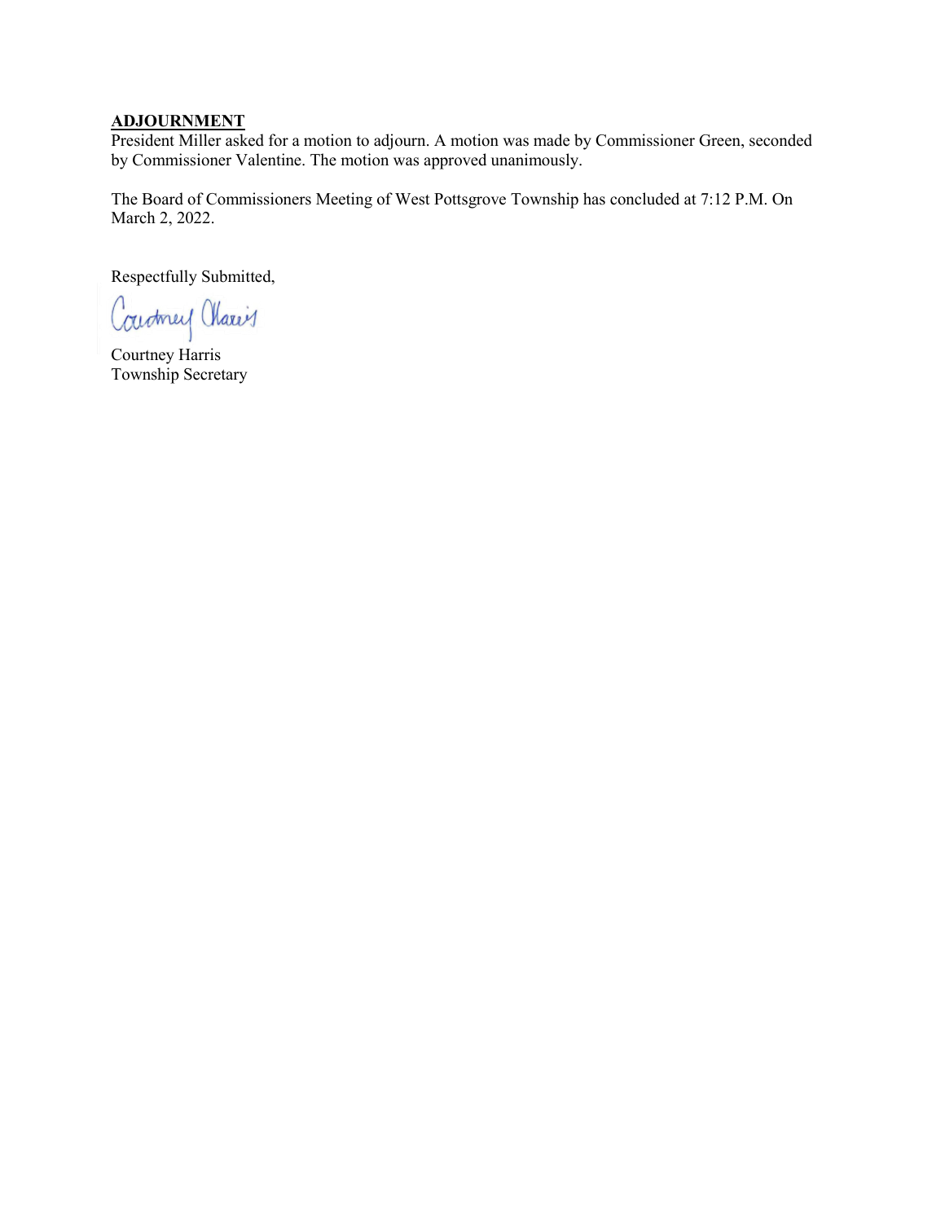**ADJOURNMENT**

President Miller asked for a motion to adjourn. A motion was made by Commissioner Green, seconded by Commissioner Valentine. The motion was approved unanimously.

The Board of Commissioners Meeting of West Pottsgrove Township has concluded at 7:12 P.M. On March 2, 2022.

Respectfully Submitted,

Courtney Harris
Township Secretary